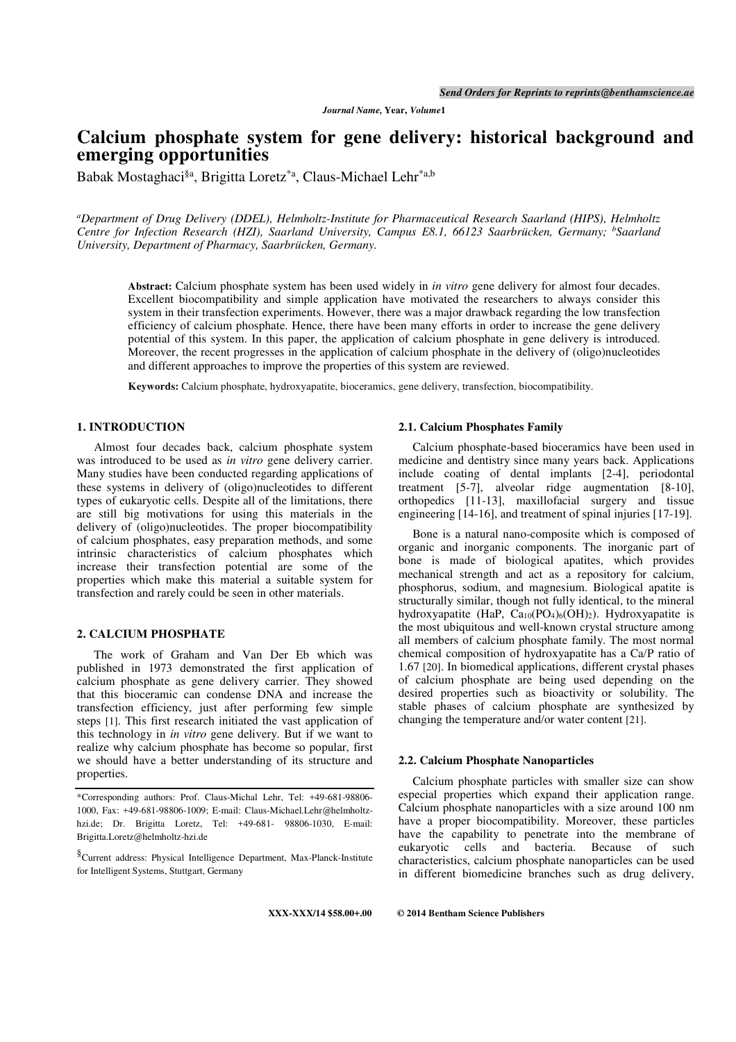# Calcium phosphate system for gene delivery: historical background and emerging opportunities

Babak Mostaghaci[§a], Brigitta Loretz[*a], Claus-Michael Lehr[*a,b]

[a]*Department of Drug Delivery (DDEL), Helmholtz-Institute for Pharmaceutical Research Saarland (HIPS), Helmholtz Centre for Infection Research (HZI), Saarland University, Campus E8.1, 66123 Saarbrücken, Germany;* [b]*Saarland University, Department of Pharmacy, Saarbrücken, Germany.*

**Abstract:** Calcium phosphate system has been used widely in *in vitro* gene delivery for almost four decades. Excellent biocompatibility and simple application have motivated the researchers to always consider this system in their transfection experiments. However, there was a major drawback regarding the low transfection efficiency of calcium phosphate. Hence, there have been many efforts in order to increase the gene delivery potential of this system. In this paper, the application of calcium phosphate in gene delivery is introduced. Moreover, the recent progresses in the application of calcium phosphate in the delivery of (oligo)nucleotides and different approaches to improve the properties of this system are reviewed.

**Keywords:** Calcium phosphate, hydroxyapatite, bioceramics, gene delivery, transfection, biocompatibility.

## 1. INTRODUCTION

Almost four decades back, calcium phosphate system was introduced to be used as *in vitro* gene delivery carrier. Many studies have been conducted regarding applications of these systems in delivery of (oligo)nucleotides to different types of eukaryotic cells. Despite all of the limitations, there are still big motivations for using this materials in the delivery of (oligo)nucleotides. The proper biocompatibility of calcium phosphates, easy preparation methods, and some intrinsic characteristics of calcium phosphates which increase their transfection potential are some of the properties which make this material a suitable system for transfection and rarely could be seen in other materials.

## 2. CALCIUM PHOSPHATE

The work of Graham and Van Der Eb which was published in 1973 demonstrated the first application of calcium phosphate as gene delivery carrier. They showed that this bioceramic can condense DNA and increase the transfection efficiency, just after performing few simple steps [1]. This first research initiated the vast application of this technology in *in vitro* gene delivery. But if we want to realize why calcium phosphate has become so popular, first we should have a better understanding of its structure and properties.

### 2.1. Calcium Phosphates Family

Calcium phosphate-based bioceramics have been used in medicine and dentistry since many years back. Applications include coating of dental implants [2-4], periodontal treatment [5-7], alveolar ridge augmentation [8-10], orthopedics [11-13], maxillofacial surgery and tissue engineering [14-16], and treatment of spinal injuries [17-19].

Bone is a natural nano-composite which is composed of organic and inorganic components. The inorganic part of bone is made of biological apatites, which provides mechanical strength and act as a repository for calcium, phosphorus, sodium, and magnesium. Biological apatite is structurally similar, though not fully identical, to the mineral hydroxyapatite (HaP, $Ca_{10}(PO_4)_6(OH)_2$). Hydroxyapatite is the most ubiquitous and well-known crystal structure among all members of calcium phosphate family. The most normal chemical composition of hydroxyapatite has a Ca/P ratio of 1.67 [20]. In biomedical applications, different crystal phases of calcium phosphate are being used depending on the desired properties such as bioactivity or solubility. The stable phases of calcium phosphate are synthesized by changing the temperature and/or water content [21].

### 2.2. Calcium Phosphate Nanoparticles

Calcium phosphate particles with smaller size can show especial properties which expand their application range. Calcium phosphate nanoparticles with a size around 100 nm have a proper biocompatibility. Moreover, these particles have the capability to penetrate into the membrane of eukaryotic cells and bacteria. Because of such characteristics, calcium phosphate nanoparticles can be used in different biomedicine branches such as drug delivery,

*Corresponding authors: Prof. Claus-Michal Lehr, Tel: +49-681-98806-1000, Fax: +49-681-98806-1009; E-mail: Claus-Michael.Lehr@helmholtz-hzi.de; Dr. Brigitta Loretz, Tel: +49-681- 98806-1030, E-mail: Brigitta.Loretz@helmholtz-hzi.de

§Current address: Physical Intelligence Department, Max-Planck-Institute for Intelligent Systems, Stuttgart, Germany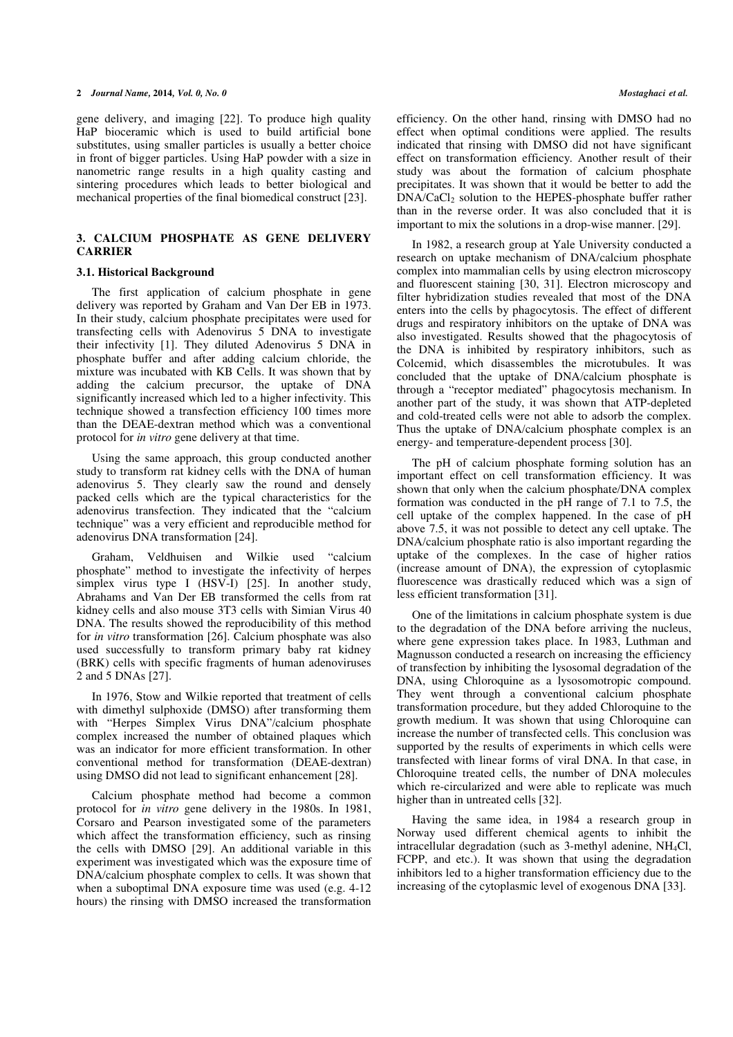gene delivery, and imaging [22]. To produce high quality HaP bioceramic which is used to build artificial bone substitutes, using smaller particles is usually a better choice in front of bigger particles. Using HaP powder with a size in nanometric range results in a high quality casting and sintering procedures which leads to better biological and mechanical properties of the final biomedical construct [23].

## 3. CALCIUM PHOSPHATE AS GENE DELIVERY CARRIER

### 3.1. Historical Background

The first application of calcium phosphate in gene delivery was reported by Graham and Van Der EB in 1973. In their study, calcium phosphate precipitates were used for transfecting cells with Adenovirus 5 DNA to investigate their infectivity [1]. They diluted Adenovirus 5 DNA in phosphate buffer and after adding calcium chloride, the mixture was incubated with KB Cells. It was shown that by adding the calcium precursor, the uptake of DNA significantly increased which led to a higher infectivity. This technique showed a transfection efficiency 100 times more than the DEAE-dextran method which was a conventional protocol for *in vitro* gene delivery at that time.

Using the same approach, this group conducted another study to transform rat kidney cells with the DNA of human adenovirus 5. They clearly saw the round and densely packed cells which are the typical characteristics for the adenovirus transfection. They indicated that the "calcium technique" was a very efficient and reproducible method for adenovirus DNA transformation [24].

Graham, Veldhuisen and Wilkie used "calcium phosphate" method to investigate the infectivity of herpes simplex virus type I (HSV-I) [25]. In another study, Abrahams and Van Der EB transformed the cells from rat kidney cells and also mouse 3T3 cells with Simian Virus 40 DNA. The results showed the reproducibility of this method for *in vitro* transformation [26]. Calcium phosphate was also used successfully to transform primary baby rat kidney (BRK) cells with specific fragments of human adenoviruses 2 and 5 DNAs [27].

In 1976, Stow and Wilkie reported that treatment of cells with dimethyl sulphoxide (DMSO) after transforming them with "Herpes Simplex Virus DNA"/calcium phosphate complex increased the number of obtained plaques which was an indicator for more efficient transformation. In other conventional method for transformation (DEAE-dextran) using DMSO did not lead to significant enhancement [28].

Calcium phosphate method had become a common protocol for *in vitro* gene delivery in the 1980s. In 1981, Corsaro and Pearson investigated some of the parameters which affect the transformation efficiency, such as rinsing the cells with DMSO [29]. An additional variable in this experiment was investigated which was the exposure time of DNA/calcium phosphate complex to cells. It was shown that when a suboptimal DNA exposure time was used (e.g. 4-12 hours) the rinsing with DMSO increased the transformation efficiency. On the other hand, rinsing with DMSO had no effect when optimal conditions were applied. The results indicated that rinsing with DMSO did not have significant effect on transformation efficiency. Another result of their study was about the formation of calcium phosphate precipitates. It was shown that it would be better to add the DNA/$CaCl_2$ solution to the HEPES-phosphate buffer rather than in the reverse order. It was also concluded that it is important to mix the solutions in a drop-wise manner. [29].

In 1982, a research group at Yale University conducted a research on uptake mechanism of DNA/calcium phosphate complex into mammalian cells by using electron microscopy and fluorescent staining [30, 31]. Electron microscopy and filter hybridization studies revealed that most of the DNA enters into the cells by phagocytosis. The effect of different drugs and respiratory inhibitors on the uptake of DNA was also investigated. Results showed that the phagocytosis of the DNA is inhibited by respiratory inhibitors, such as Colcemid, which disassembles the microtubules. It was concluded that the uptake of DNA/calcium phosphate is through a "receptor mediated" phagocytosis mechanism. In another part of the study, it was shown that ATP-depleted and cold-treated cells were not able to adsorb the complex. Thus the uptake of DNA/calcium phosphate complex is an energy- and temperature-dependent process [30].

The pH of calcium phosphate forming solution has an important effect on cell transformation efficiency. It was shown that only when the calcium phosphate/DNA complex formation was conducted in the pH range of 7.1 to 7.5, the cell uptake of the complex happened. In the case of pH above 7.5, it was not possible to detect any cell uptake. The DNA/calcium phosphate ratio is also important regarding the uptake of the complexes. In the case of higher ratios (increase amount of DNA), the expression of cytoplasmic fluorescence was drastically reduced which was a sign of less efficient transformation [31].

One of the limitations in calcium phosphate system is due to the degradation of the DNA before arriving the nucleus, where gene expression takes place. In 1983, Luthman and Magnusson conducted a research on increasing the efficiency of transfection by inhibiting the lysosomal degradation of the DNA, using Chloroquine as a lysosomotropic compound. They went through a conventional calcium phosphate transformation procedure, but they added Chloroquine to the growth medium. It was shown that using Chloroquine can increase the number of transfected cells. This conclusion was supported by the results of experiments in which cells were transfected with linear forms of viral DNA. In that case, in Chloroquine treated cells, the number of DNA molecules which re-circularized and were able to replicate was much higher than in untreated cells [32].

Having the same idea, in 1984 a research group in Norway used different chemical agents to inhibit the intracellular degradation (such as 3-methyl adenine, $NH_4Cl$, FCPP, and etc.). It was shown that using the degradation inhibitors led to a higher transformation efficiency due to the increasing of the cytoplasmic level of exogenous DNA [33].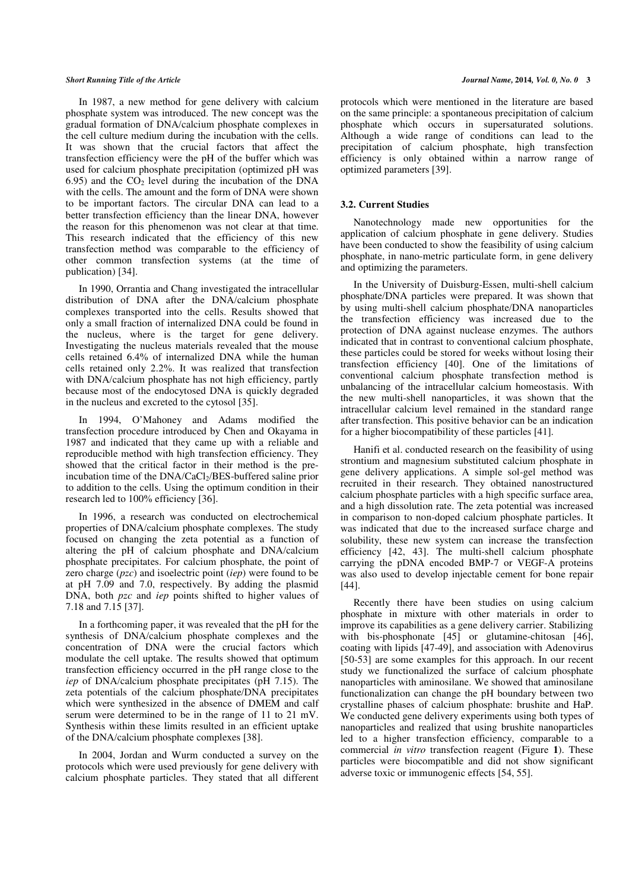In 1987, a new method for gene delivery with calcium phosphate system was introduced. The new concept was the gradual formation of DNA/calcium phosphate complexes in the cell culture medium during the incubation with the cells. It was shown that the crucial factors that affect the transfection efficiency were the pH of the buffer which was used for calcium phosphate precipitation (optimized pH was 6.95) and the $CO_2$ level during the incubation of the DNA with the cells. The amount and the form of DNA were shown to be important factors. The circular DNA can lead to a better transfection efficiency than the linear DNA, however the reason for this phenomenon was not clear at that time. This research indicated that the efficiency of this new transfection method was comparable to the efficiency of other common transfection systems (at the time of publication) [34].

In 1990, Orrantia and Chang investigated the intracellular distribution of DNA after the DNA/calcium phosphate complexes transported into the cells. Results showed that only a small fraction of internalized DNA could be found in the nucleus, where is the target for gene delivery. Investigating the nucleus materials revealed that the mouse cells retained 6.4% of internalized DNA while the human cells retained only 2.2%. It was realized that transfection with DNA/calcium phosphate has not high efficiency, partly because most of the endocytosed DNA is quickly degraded in the nucleus and excreted to the cytosol [35].

In 1994, O'Mahoney and Adams modified the transfection procedure introduced by Chen and Okayama in 1987 and indicated that they came up with a reliable and reproducible method with high transfection efficiency. They showed that the critical factor in their method is the pre-incubation time of the DNA/$CaCl_2$/BES-buffered saline prior to addition to the cells. Using the optimum condition in their research led to 100% efficiency [36].

In 1996, a research was conducted on electrochemical properties of DNA/calcium phosphate complexes. The study focused on changing the zeta potential as a function of altering the pH of calcium phosphate and DNA/calcium phosphate precipitates. For calcium phosphate, the point of zero charge (*pzc*) and isoelectric point (*iep*) were found to be at pH 7.09 and 7.0, respectively. By adding the plasmid DNA, both *pzc* and *iep* points shifted to higher values of 7.18 and 7.15 [37].

In a forthcoming paper, it was revealed that the pH for the synthesis of DNA/calcium phosphate complexes and the concentration of DNA were the crucial factors which modulate the cell uptake. The results showed that optimum transfection efficiency occurred in the pH range close to the *iep* of DNA/calcium phosphate precipitates (pH 7.15). The zeta potentials of the calcium phosphate/DNA precipitates which were synthesized in the absence of DMEM and calf serum were determined to be in the range of 11 to 21 mV. Synthesis within these limits resulted in an efficient uptake of the DNA/calcium phosphate complexes [38].

In 2004, Jordan and Wurm conducted a survey on the protocols which were used previously for gene delivery with calcium phosphate particles. They stated that all different protocols which were mentioned in the literature are based on the same principle: a spontaneous precipitation of calcium phosphate which occurs in supersaturated solutions. Although a wide range of conditions can lead to the precipitation of calcium phosphate, high transfection efficiency is only obtained within a narrow range of optimized parameters [39].

### 3.2. Current Studies

Nanotechnology made new opportunities for the application of calcium phosphate in gene delivery. Studies have been conducted to show the feasibility of using calcium phosphate, in nano-metric particulate form, in gene delivery and optimizing the parameters.

In the University of Duisburg-Essen, multi-shell calcium phosphate/DNA particles were prepared. It was shown that by using multi-shell calcium phosphate/DNA nanoparticles the transfection efficiency was increased due to the protection of DNA against nuclease enzymes. The authors indicated that in contrast to conventional calcium phosphate, these particles could be stored for weeks without losing their transfection efficiency [40]. One of the limitations of conventional calcium phosphate transfection method is unbalancing of the intracellular calcium homeostasis. With the new multi-shell nanoparticles, it was shown that the intracellular calcium level remained in the standard range after transfection. This positive behavior can be an indication for a higher biocompatibility of these particles [41].

Hanifi et al. conducted research on the feasibility of using strontium and magnesium substituted calcium phosphate in gene delivery applications. A simple sol-gel method was recruited in their research. They obtained nanostructured calcium phosphate particles with a high specific surface area, and a high dissolution rate. The zeta potential was increased in comparison to non-doped calcium phosphate particles. It was indicated that due to the increased surface charge and solubility, these new system can increase the transfection efficiency [42, 43]. The multi-shell calcium phosphate carrying the pDNA encoded BMP-7 or VEGF-A proteins was also used to develop injectable cement for bone repair [44].

Recently there have been studies on using calcium phosphate in mixture with other materials in order to improve its capabilities as a gene delivery carrier. Stabilizing with bis-phosphonate [45] or glutamine-chitosan [46], coating with lipids [47-49], and association with Adenovirus [50-53] are some examples for this approach. In our recent study we functionalized the surface of calcium phosphate nanoparticles with aminosilane. We showed that aminosilane functionalization can change the pH boundary between two crystalline phases of calcium phosphate: brushite and HaP. We conducted gene delivery experiments using both types of nanoparticles and realized that using brushite nanoparticles led to a higher transfection efficiency, comparable to a commercial *in vitro* transfection reagent (Figure **1**). These particles were biocompatible and did not show significant adverse toxic or immunogenic effects [54, 55].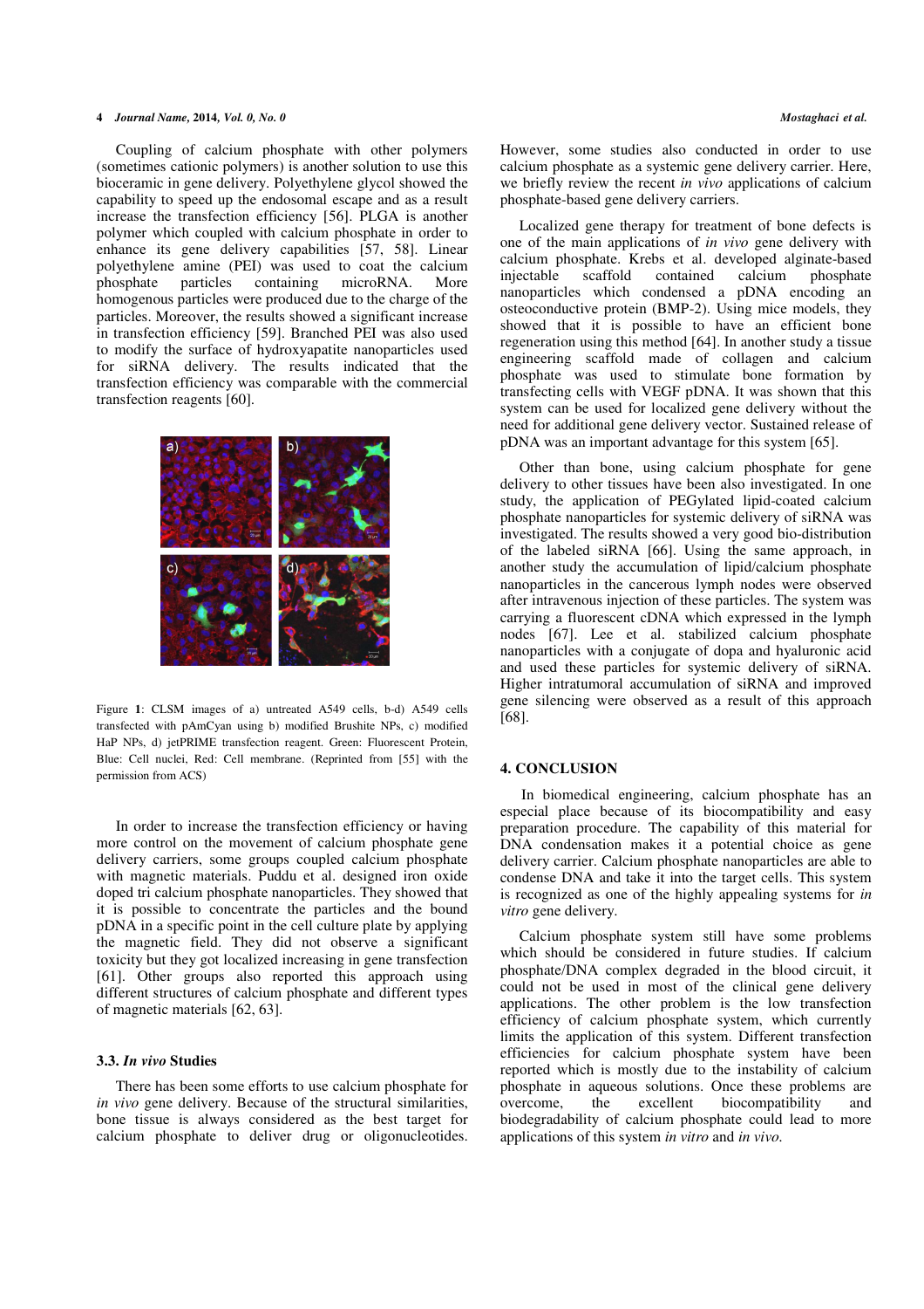Coupling of calcium phosphate with other polymers (sometimes cationic polymers) is another solution to use this bioceramic in gene delivery. Polyethylene glycol showed the capability to speed up the endosomal escape and as a result increase the transfection efficiency [56]. PLGA is another polymer which coupled with calcium phosphate in order to enhance its gene delivery capabilities [57, 58]. Linear polyethylene amine (PEI) was used to coat the calcium phosphate particles containing microRNA. More homogenous particles were produced due to the charge of the particles. Moreover, the results showed a significant increase in transfection efficiency [59]. Branched PEI was also used to modify the surface of hydroxyapatite nanoparticles used for siRNA delivery. The results indicated that the transfection efficiency was comparable with the commercial transfection reagents [60].

Figure **1**: CLSM images of a) untreated A549 cells, b-d) A549 cells transfected with pAmCyan using b) modified Brushite NPs, c) modified HaP NPs, d) jetPRIME transfection reagent. Green: Fluorescent Protein, Blue: Cell nuclei, Red: Cell membrane. (Reprinted from [55] with the permission from ACS)

In order to increase the transfection efficiency or having more control on the movement of calcium phosphate gene delivery carriers, some groups coupled calcium phosphate with magnetic materials. Puddu et al. designed iron oxide doped tri calcium phosphate nanoparticles. They showed that it is possible to concentrate the particles and the bound pDNA in a specific point in the cell culture plate by applying the magnetic field. They did not observe a significant toxicity but they got localized increasing in gene transfection [61]. Other groups also reported this approach using different structures of calcium phosphate and different types of magnetic materials [62, 63].

### 3.3. *In vivo* Studies

There has been some efforts to use calcium phosphate for *in vivo* gene delivery. Because of the structural similarities, bone tissue is always considered as the best target for calcium phosphate to deliver drug or oligonucleotides. However, some studies also conducted in order to use calcium phosphate as a systemic gene delivery carrier. Here, we briefly review the recent *in vivo* applications of calcium phosphate-based gene delivery carriers.

Localized gene therapy for treatment of bone defects is one of the main applications of *in vivo* gene delivery with calcium phosphate. Krebs et al. developed alginate-based injectable scaffold contained calcium phosphate nanoparticles which condensed a pDNA encoding an osteoconductive protein (BMP-2). Using mice models, they showed that it is possible to have an efficient bone regeneration using this method [64]. In another study a tissue engineering scaffold made of collagen and calcium phosphate was used to stimulate bone formation by transfecting cells with VEGF pDNA. It was shown that this system can be used for localized gene delivery without the need for additional gene delivery vector. Sustained release of pDNA was an important advantage for this system [65].

Other than bone, using calcium phosphate for gene delivery to other tissues have been also investigated. In one study, the application of PEGylated lipid-coated calcium phosphate nanoparticles for systemic delivery of siRNA was investigated. The results showed a very good bio-distribution of the labeled siRNA [66]. Using the same approach, in another study the accumulation of lipid/calcium phosphate nanoparticles in the cancerous lymph nodes were observed after intravenous injection of these particles. The system was carrying a fluorescent cDNA which expressed in the lymph nodes [67]. Lee et al. stabilized calcium phosphate nanoparticles with a conjugate of dopa and hyaluronic acid and used these particles for systemic delivery of siRNA. Higher intratumoral accumulation of siRNA and improved gene silencing were observed as a result of this approach [68].

## 4. CONCLUSION

In biomedical engineering, calcium phosphate has an especial place because of its biocompatibility and easy preparation procedure. The capability of this material for DNA condensation makes it a potential choice as gene delivery carrier. Calcium phosphate nanoparticles are able to condense DNA and take it into the target cells. This system is recognized as one of the highly appealing systems for *in vitro* gene delivery.

Calcium phosphate system still have some problems which should be considered in future studies. If calcium phosphate/DNA complex degraded in the blood circuit, it could not be used in most of the clinical gene delivery applications. The other problem is the low transfection efficiency of calcium phosphate system, which currently limits the application of this system. Different transfection efficiencies for calcium phosphate system have been reported which is mostly due to the instability of calcium phosphate in aqueous solutions. Once these problems are overcome, the excellent biocompatibility and biodegradability of calcium phosphate could lead to more applications of this system *in vitro* and *in vivo*.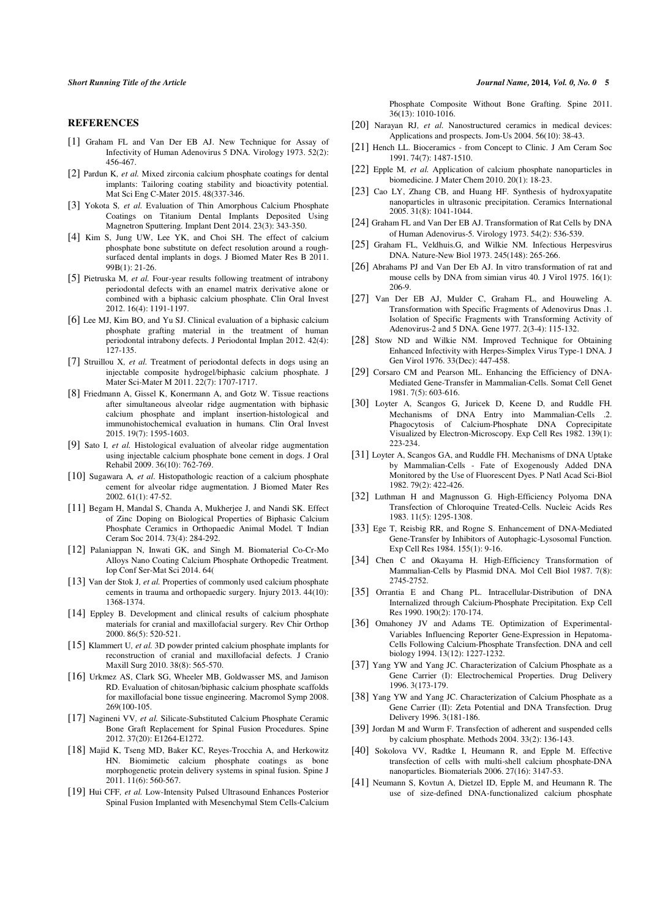## REFERENCES

[1] Graham FL and Van Der EB AJ. New Technique for Assay of Infectivity of Human Adenovirus 5 DNA. Virology 1973. 52(2): 456-467.

[2] Pardun K, *et al.* Mixed zirconia calcium phosphate coatings for dental implants: Tailoring coating stability and bioactivity potential. Mat Sci Eng C-Mater 2015. 48(337-346.

[3] Yokota S, *et al.* Evaluation of Thin Amorphous Calcium Phosphate Coatings on Titanium Dental Implants Deposited Using Magnetron Sputtering. Implant Dent 2014. 23(3): 343-350.

[4] Kim S, Jung UW, Lee YK, and Choi SH. The effect of calcium phosphate bone substitute on defect resolution around a rough-surfaced dental implants in dogs. J Biomed Mater Res B 2011. 99B(1): 21-26.

[5] Pietruska M, *et al.* Four-year results following treatment of intrabony periodontal defects with an enamel matrix derivative alone or combined with a biphasic calcium phosphate. Clin Oral Invest 2012. 16(4): 1191-1197.

[6] Lee MJ, Kim BO, and Yu SJ. Clinical evaluation of a biphasic calcium phosphate grafting material in the treatment of human periodontal intrabony defects. J Periodontal Implan 2012. 42(4): 127-135.

[7] Struillou X, *et al.* Treatment of periodontal defects in dogs using an injectable composite hydrogel/biphasic calcium phosphate. J Mater Sci-Mater M 2011. 22(7): 1707-1717.

[8] Friedmann A, Gissel K, Konermann A, and Gotz W. Tissue reactions after simultaneous alveolar ridge augmentation with biphasic calcium phosphate and implant insertion-histological and immunohistochemical evaluation in humans. Clin Oral Invest 2015. 19(7): 1595-1603.

[9] Sato I, *et al.* Histological evaluation of alveolar ridge augmentation using injectable calcium phosphate bone cement in dogs. J Oral Rehabil 2009. 36(10): 762-769.

[10] Sugawara A, *et al.* Histopathologic reaction of a calcium phosphate cement for alveolar ridge augmentation. J Biomed Mater Res 2002. 61(1): 47-52.

[11] Begam H, Mandal S, Chanda A, Mukherjee J, and Nandi SK. Effect of Zinc Doping on Biological Properties of Biphasic Calcium Phosphate Ceramics in Orthopaedic Animal Model. T Indian Ceram Soc 2014. 73(4): 284-292.

[12] Palaniappan N, Inwati GK, and Singh M. Biomaterial Co-Cr-Mo Alloys Nano Coating Calcium Phosphate Orthopedic Treatment. Iop Conf Ser-Mat Sci 2014. 64(

[13] Van der Stok J, *et al.* Properties of commonly used calcium phosphate cements in trauma and orthopaedic surgery. Injury 2013. 44(10): 1368-1374.

[14] Eppley B. Development and clinical results of calcium phosphate materials for cranial and maxillofacial surgery. Rev Chir Orthop 2000. 86(5): 520-521.

[15] Klammert U, *et al.* 3D powder printed calcium phosphate implants for reconstruction of cranial and maxillofacial defects. J Cranio Maxill Surg 2010. 38(8): 565-570.

[16] Urkmez AS, Clark SG, Wheeler MB, Goldwasser MS, and Jamison RD. Evaluation of chitosan/biphasic calcium phosphate scaffolds for maxillofacial bone tissue engineering. Macromol Symp 2008. 269(100-105.

[17] Nagineni VV, *et al.* Silicate-Substituted Calcium Phosphate Ceramic Bone Graft Replacement for Spinal Fusion Procedures. Spine 2012. 37(20): E1264-E1272.

[18] Majid K, Tseng MD, Baker KC, Reyes-Trocchia A, and Herkowitz HN. Biomimetic calcium phosphate coatings as bone morphogenetic protein delivery systems in spinal fusion. Spine J 2011. 11(6): 560-567.

[19] Hui CFF, *et al.* Low-Intensity Pulsed Ultrasound Enhances Posterior Spinal Fusion Implanted with Mesenchymal Stem Cells-Calcium Phosphate Composite Without Bone Grafting. Spine 2011. 36(13): 1010-1016.

[20] Narayan RJ, *et al.* Nanostructured ceramics in medical devices: Applications and prospects. Jom-Us 2004. 56(10): 38-43.

[21] Hench LL. Bioceramics - from Concept to Clinic. J Am Ceram Soc 1991. 74(7): 1487-1510.

[22] Epple M, *et al.* Application of calcium phosphate nanoparticles in biomedicine. J Mater Chem 2010. 20(1): 18-23.

[23] Cao LY, Zhang CB, and Huang HF. Synthesis of hydroxyapatite nanoparticles in ultrasonic precipitation. Ceramics International 2005. 31(8): 1041-1044.

[24] Graham FL and Van Der EB AJ. Transformation of Rat Cells by DNA of Human Adenovirus-5. Virology 1973. 54(2): 536-539.

[25] Graham FL, Veldhuis.G, and Wilkie NM. Infectious Herpesvirus DNA. Nature-New Biol 1973. 245(148): 265-266.

[26] Abrahams PJ and Van Der Eb AJ. In vitro transformation of rat and mouse cells by DNA from simian virus 40. J Virol 1975. 16(1): 206-9.

[27] Van Der EB AJ, Mulder C, Graham FL, and Houweling A. Transformation with Specific Fragments of Adenovirus Dnas .1. Isolation of Specific Fragments with Transforming Activity of Adenovirus-2 and 5 DNA. Gene 1977. 2(3-4): 115-132.

[28] Stow ND and Wilkie NM. Improved Technique for Obtaining Enhanced Infectivity with Herpes-Simplex Virus Type-1 DNA. J Gen Virol 1976. 33(Dec): 447-458.

[29] Corsaro CM and Pearson ML. Enhancing the Efficiency of DNA-Mediated Gene-Transfer in Mammalian-Cells. Somat Cell Genet 1981. 7(5): 603-616.

[30] Loyter A, Scangos G, Juricek D, Keene D, and Ruddle FH. Mechanisms of DNA Entry into Mammalian-Cells .2. Phagocytosis of Calcium-Phosphate DNA Coprecipitate Visualized by Electron-Microscopy. Exp Cell Res 1982. 139(1): 223-234.

[31] Loyter A, Scangos GA, and Ruddle FH. Mechanisms of DNA Uptake by Mammalian-Cells - Fate of Exogenously Added DNA Monitored by the Use of Fluorescent Dyes. P Natl Acad Sci-Biol 1982. 79(2): 422-426.

[32] Luthman H and Magnusson G. High-Efficiency Polyoma DNA Transfection of Chloroquine Treated-Cells. Nucleic Acids Res 1983. 11(5): 1295-1308.

[33] Ege T, Reisbig RR, and Rogne S. Enhancement of DNA-Mediated Gene-Transfer by Inhibitors of Autophagic-Lysosomal Function. Exp Cell Res 1984. 155(1): 9-16.

[34] Chen C and Okayama H. High-Efficiency Transformation of Mammalian-Cells by Plasmid DNA. Mol Cell Biol 1987. 7(8): 2745-2752.

[35] Orrantia E and Chang PL. Intracellular-Distribution of DNA Internalized through Calcium-Phosphate Precipitation. Exp Cell Res 1990. 190(2): 170-174.

[36] Omahoney JV and Adams TE. Optimization of Experimental-Variables Influencing Reporter Gene-Expression in Hepatoma-Cells Following Calcium-Phosphate Transfection. DNA and cell biology 1994. 13(12): 1227-1232.

[37] Yang YW and Yang JC. Characterization of Calcium Phosphate as a Gene Carrier (I): Electrochemical Properties. Drug Delivery 1996. 3(173-179.

[38] Yang YW and Yang JC. Characterization of Calcium Phosphate as a Gene Carrier (II): Zeta Potential and DNA Transfection. Drug Delivery 1996. 3(181-186.

[39] Jordan M and Wurm F. Transfection of adherent and suspended cells by calcium phosphate. Methods 2004. 33(2): 136-143.

[40] Sokolova VV, Radtke I, Heumann R, and Epple M. Effective transfection of cells with multi-shell calcium phosphate-DNA nanoparticles. Biomaterials 2006. 27(16): 3147-53.

[41] Neumann S, Kovtun A, Dietzel ID, Epple M, and Heumann R. The use of size-defined DNA-functionalized calcium phosphate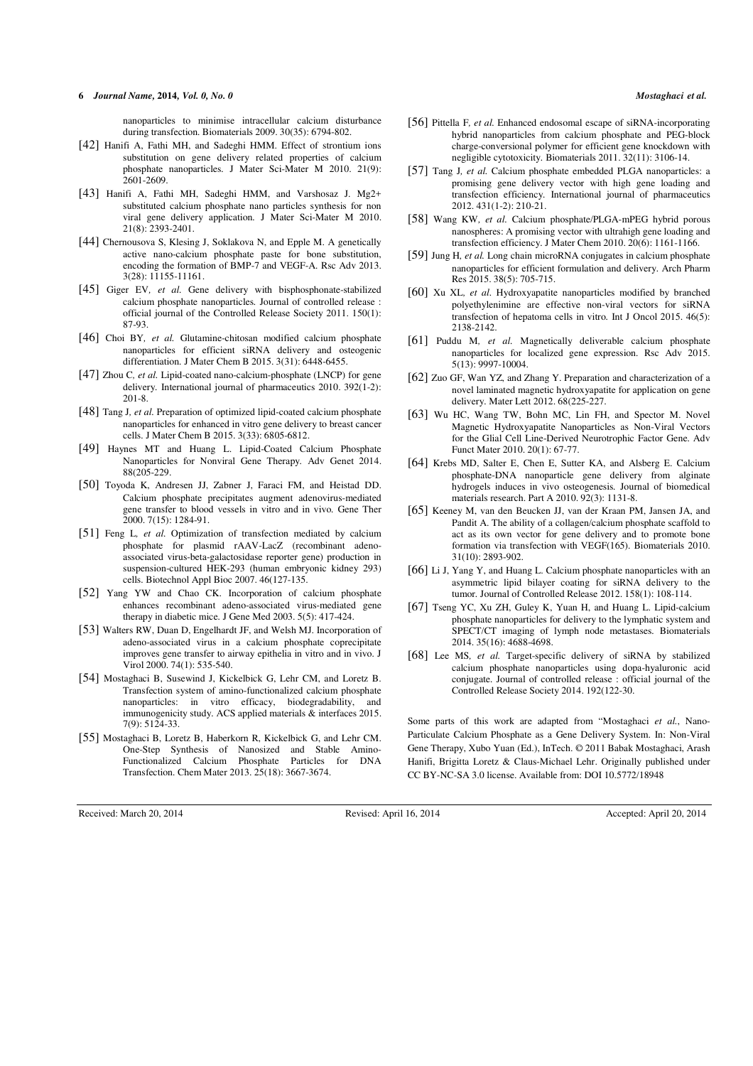nanoparticles to minimise intracellular calcium disturbance during transfection. Biomaterials 2009. 30(35): 6794-802.

[42] Hanifi A, Fathi MH, and Sadeghi HMM. Effect of strontium ions substitution on gene delivery related properties of calcium phosphate nanoparticles. J Mater Sci-Mater M 2010. 21(9): 2601-2609.

[43] Hanifi A, Fathi MH, Sadeghi HMM, and Varshosaz J. Mg2+ substituted calcium phosphate nano particles synthesis for non viral gene delivery application. J Mater Sci-Mater M 2010. 21(8): 2393-2401.

[44] Chernousova S, Klesing J, Soklakova N, and Epple M. A genetically active nano-calcium phosphate paste for bone substitution, encoding the formation of BMP-7 and VEGF-A. Rsc Adv 2013. 3(28): 11155-11161.

[45] Giger EV, *et al.* Gene delivery with bisphosphonate-stabilized calcium phosphate nanoparticles. Journal of controlled release : official journal of the Controlled Release Society 2011. 150(1): 87-93.

[46] Choi BY, *et al.* Glutamine-chitosan modified calcium phosphate nanoparticles for efficient siRNA delivery and osteogenic differentiation. J Mater Chem B 2015. 3(31): 6448-6455.

[47] Zhou C, *et al.* Lipid-coated nano-calcium-phosphate (LNCP) for gene delivery. International journal of pharmaceutics 2010. 392(1-2): 201-8.

[48] Tang J, *et al.* Preparation of optimized lipid-coated calcium phosphate nanoparticles for enhanced in vitro gene delivery to breast cancer cells. J Mater Chem B 2015. 3(33): 6805-6812.

[49] Haynes MT and Huang L. Lipid-Coated Calcium Phosphate Nanoparticles for Nonviral Gene Therapy. Adv Genet 2014. 88(205-229.

[50] Toyoda K, Andresen JJ, Zabner J, Faraci FM, and Heistad DD. Calcium phosphate precipitates augment adenovirus-mediated gene transfer to blood vessels in vitro and in vivo. Gene Ther 2000. 7(15): 1284-91.

[51] Feng L, *et al.* Optimization of transfection mediated by calcium phosphate for plasmid rAAV-LacZ (recombinant adeno-associated virus-beta-galactosidase reporter gene) production in suspension-cultured HEK-293 (human embryonic kidney 293) cells. Biotechnol Appl Bioc 2007. 46(127-135.

[52] Yang YW and Chao CK. Incorporation of calcium phosphate enhances recombinant adeno-associated virus-mediated gene therapy in diabetic mice. J Gene Med 2003. 5(5): 417-424.

[53] Walters RW, Duan D, Engelhardt JF, and Welsh MJ. Incorporation of adeno-associated virus in a calcium phosphate coprecipitate improves gene transfer to airway epithelia in vitro and in vivo. J Virol 2000. 74(1): 535-540.

[54] Mostaghaci B, Susewind J, Kickelbick G, Lehr CM, and Loretz B. Transfection system of amino-functionalized calcium phosphate nanoparticles: in vitro efficacy, biodegradability, and immunogenicity study. ACS applied materials & interfaces 2015. 7(9): 5124-33.

[55] Mostaghaci B, Loretz B, Haberkorn R, Kickelbick G, and Lehr CM. One-Step Synthesis of Nanosized and Stable Amino-Functionalized Calcium Phosphate Particles for DNA Transfection. Chem Mater 2013. 25(18): 3667-3674.

[56] Pittella F, *et al.* Enhanced endosomal escape of siRNA-incorporating hybrid nanoparticles from calcium phosphate and PEG-block charge-conversional polymer for efficient gene knockdown with negligible cytotoxicity. Biomaterials 2011. 32(11): 3106-14.

[57] Tang J, *et al.* Calcium phosphate embedded PLGA nanoparticles: a promising gene delivery vector with high gene loading and transfection efficiency. International journal of pharmaceutics 2012. 431(1-2): 210-21.

[58] Wang KW, *et al.* Calcium phosphate/PLGA-mPEG hybrid porous nanospheres: A promising vector with ultrahigh gene loading and transfection efficiency. J Mater Chem 2010. 20(6): 1161-1166.

[59] Jung H, *et al.* Long chain microRNA conjugates in calcium phosphate nanoparticles for efficient formulation and delivery. Arch Pharm Res 2015. 38(5): 705-715.

[60] Xu XL, *et al.* Hydroxyapatite nanoparticles modified by branched polyethylenimine are effective non-viral vectors for siRNA transfection of hepatoma cells in vitro. Int J Oncol 2015. 46(5): 2138-2142.

[61] Puddu M, *et al.* Magnetically deliverable calcium phosphate nanoparticles for localized gene expression. Rsc Adv 2015. 5(13): 9997-10004.

[62] Zuo GF, Wan YZ, and Zhang Y. Preparation and characterization of a novel laminated magnetic hydroxyapatite for application on gene delivery. Mater Lett 2012. 68(225-227.

[63] Wu HC, Wang TW, Bohn MC, Lin FH, and Spector M. Novel Magnetic Hydroxyapatite Nanoparticles as Non-Viral Vectors for the Glial Cell Line-Derived Neurotrophic Factor Gene. Adv Funct Mater 2010. 20(1): 67-77.

[64] Krebs MD, Salter E, Chen E, Sutter KA, and Alsberg E. Calcium phosphate-DNA nanoparticle gene delivery from alginate hydrogels induces in vivo osteogenesis. Journal of biomedical materials research. Part A 2010. 92(3): 1131-8.

[65] Keeney M, van den Beucken JJ, van der Kraan PM, Jansen JA, and Pandit A. The ability of a collagen/calcium phosphate scaffold to act as its own vector for gene delivery and to promote bone formation via transfection with VEGF(165). Biomaterials 2010. 31(10): 2893-902.

[66] Li J, Yang Y, and Huang L. Calcium phosphate nanoparticles with an asymmetric lipid bilayer coating for siRNA delivery to the tumor. Journal of Controlled Release 2012. 158(1): 108-114.

[67] Tseng YC, Xu ZH, Guley K, Yuan H, and Huang L. Lipid-calcium phosphate nanoparticles for delivery to the lymphatic system and SPECT/CT imaging of lymph node metastases. Biomaterials 2014. 35(16): 4688-4698.

[68] Lee MS, *et al.* Target-specific delivery of siRNA by stabilized calcium phosphate nanoparticles using dopa-hyaluronic acid conjugate. Journal of controlled release : official journal of the Controlled Release Society 2014. 192(122-30.

Some parts of this work are adapted from "Mostaghaci *et al.*, Nano-Particulate Calcium Phosphate as a Gene Delivery System. In: Non-Viral Gene Therapy, Xubo Yuan (Ed.), InTech. © 2011 Babak Mostaghaci, Arash Hanifi, Brigitta Loretz & Claus-Michael Lehr. Originally published under CC BY-NC-SA 3.0 license. Available from: DOI 10.5772/18948

Received: March 20, 2014 Revised: April 16, 2014 Accepted: April 20, 2014